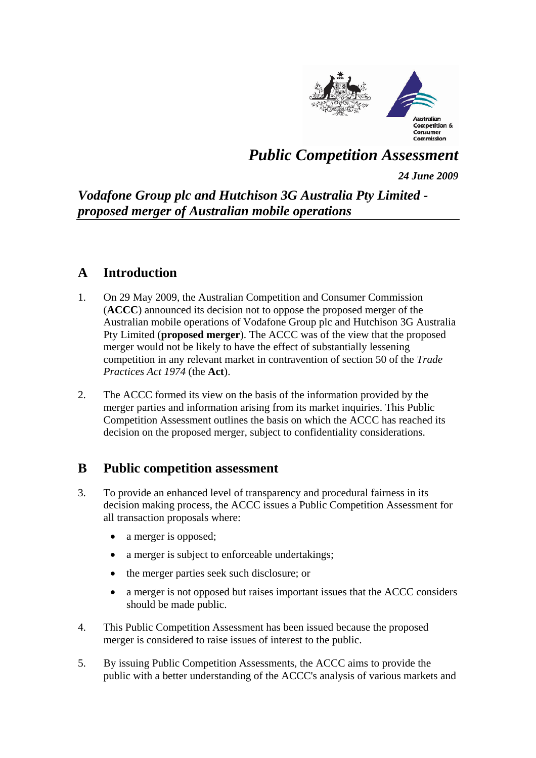# Public Competition Assessment

***24 June 2009***

## *Vodafone Group plc and Hutchison 3G Australia Pty Limited - proposed merger of Australian mobile operations*

## A Introduction

1. On 29 May 2009, the Australian Competition and Consumer Commission (**ACCC**) announced its decision not to oppose the proposed merger of the Australian mobile operations of Vodafone Group plc and Hutchison 3G Australia Pty Limited (**proposed merger**). The ACCC was of the view that the proposed merger would not be likely to have the effect of substantially lessening competition in any relevant market in contravention of section 50 of the *Trade Practices Act 1974* (the **Act**).

2. The ACCC formed its view on the basis of the information provided by the merger parties and information arising from its market inquiries. This Public Competition Assessment outlines the basis on which the ACCC has reached its decision on the proposed merger, subject to confidentiality considerations.

## B Public competition assessment

3. To provide an enhanced level of transparency and procedural fairness in its decision making process, the ACCC issues a Public Competition Assessment for all transaction proposals where:

   - a merger is opposed;
   - a merger is subject to enforceable undertakings;
   - the merger parties seek such disclosure; or
   - a merger is not opposed but raises important issues that the ACCC considers should be made public.

4. This Public Competition Assessment has been issued because the proposed merger is considered to raise issues of interest to the public.

5. By issuing Public Competition Assessments, the ACCC aims to provide the public with a better understanding of the ACCC's analysis of various markets and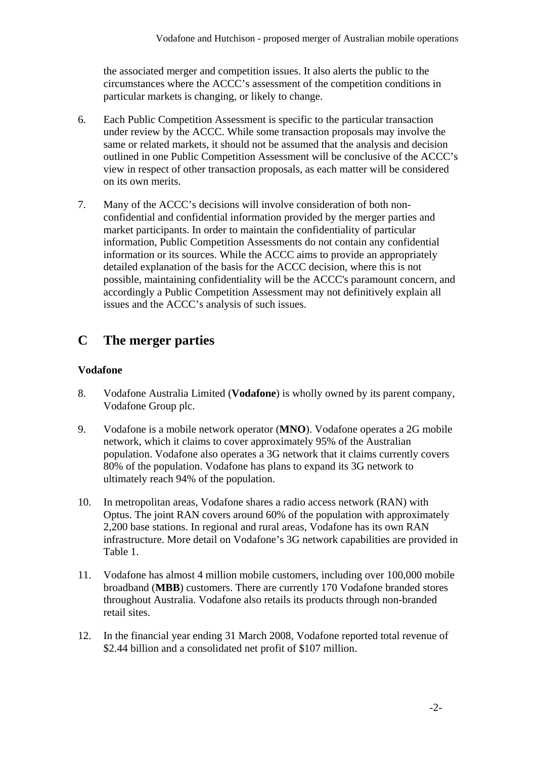the associated merger and competition issues. It also alerts the public to the circumstances where the ACCC's assessment of the competition conditions in particular markets is changing, or likely to change.

6. Each Public Competition Assessment is specific to the particular transaction under review by the ACCC. While some transaction proposals may involve the same or related markets, it should not be assumed that the analysis and decision outlined in one Public Competition Assessment will be conclusive of the ACCC's view in respect of other transaction proposals, as each matter will be considered on its own merits.

7. Many of the ACCC's decisions will involve consideration of both non-confidential and confidential information provided by the merger parties and market participants. In order to maintain the confidentiality of particular information, Public Competition Assessments do not contain any confidential information or its sources. While the ACCC aims to provide an appropriately detailed explanation of the basis for the ACCC decision, where this is not possible, maintaining confidentiality will be the ACCC's paramount concern, and accordingly a Public Competition Assessment may not definitively explain all issues and the ACCC's analysis of such issues.

## C The merger parties

### Vodafone

8. Vodafone Australia Limited (**Vodafone**) is wholly owned by its parent company, Vodafone Group plc.

9. Vodafone is a mobile network operator (**MNO**). Vodafone operates a 2G mobile network, which it claims to cover approximately 95% of the Australian population. Vodafone also operates a 3G network that it claims currently covers 80% of the population. Vodafone has plans to expand its 3G network to ultimately reach 94% of the population.

10. In metropolitan areas, Vodafone shares a radio access network (RAN) with Optus. The joint RAN covers around 60% of the population with approximately 2,200 base stations. In regional and rural areas, Vodafone has its own RAN infrastructure. More detail on Vodafone's 3G network capabilities are provided in Table 1.

11. Vodafone has almost 4 million mobile customers, including over 100,000 mobile broadband (**MBB**) customers. There are currently 170 Vodafone branded stores throughout Australia. Vodafone also retails its products through non-branded retail sites.

12. In the financial year ending 31 March 2008, Vodafone reported total revenue of $2.44 billion and a consolidated net profit of $107 million.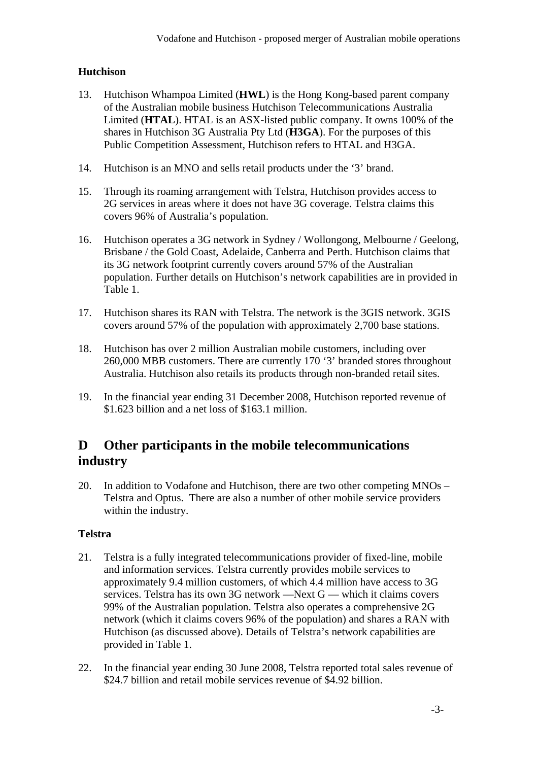### Hutchison

13. Hutchison Whampoa Limited (**HWL**) is the Hong Kong-based parent company of the Australian mobile business Hutchison Telecommunications Australia Limited (**HTAL**). HTAL is an ASX-listed public company. It owns 100% of the shares in Hutchison 3G Australia Pty Ltd (**H3GA**). For the purposes of this Public Competition Assessment, Hutchison refers to HTAL and H3GA.

14. Hutchison is an MNO and sells retail products under the '3' brand.

15. Through its roaming arrangement with Telstra, Hutchison provides access to 2G services in areas where it does not have 3G coverage. Telstra claims this covers 96% of Australia's population.

16. Hutchison operates a 3G network in Sydney / Wollongong, Melbourne / Geelong, Brisbane / the Gold Coast, Adelaide, Canberra and Perth. Hutchison claims that its 3G network footprint currently covers around 57% of the Australian population. Further details on Hutchison's network capabilities are in provided in Table 1.

17. Hutchison shares its RAN with Telstra. The network is the 3GIS network. 3GIS covers around 57% of the population with approximately 2,700 base stations.

18. Hutchison has over 2 million Australian mobile customers, including over 260,000 MBB customers. There are currently 170 '3' branded stores throughout Australia. Hutchison also retails its products through non-branded retail sites.

19. In the financial year ending 31 December 2008, Hutchison reported revenue of $1.623 billion and a net loss of $163.1 million.

## D Other participants in the mobile telecommunications industry

20. In addition to Vodafone and Hutchison, there are two other competing MNOs – Telstra and Optus. There are also a number of other mobile service providers within the industry.

### Telstra

21. Telstra is a fully integrated telecommunications provider of fixed-line, mobile and information services. Telstra currently provides mobile services to approximately 9.4 million customers, of which 4.4 million have access to 3G services. Telstra has its own 3G network —Next G — which it claims covers 99% of the Australian population. Telstra also operates a comprehensive 2G network (which it claims covers 96% of the population) and shares a RAN with Hutchison (as discussed above). Details of Telstra's network capabilities are provided in Table 1.

22. In the financial year ending 30 June 2008, Telstra reported total sales revenue of $24.7 billion and retail mobile services revenue of $4.92 billion.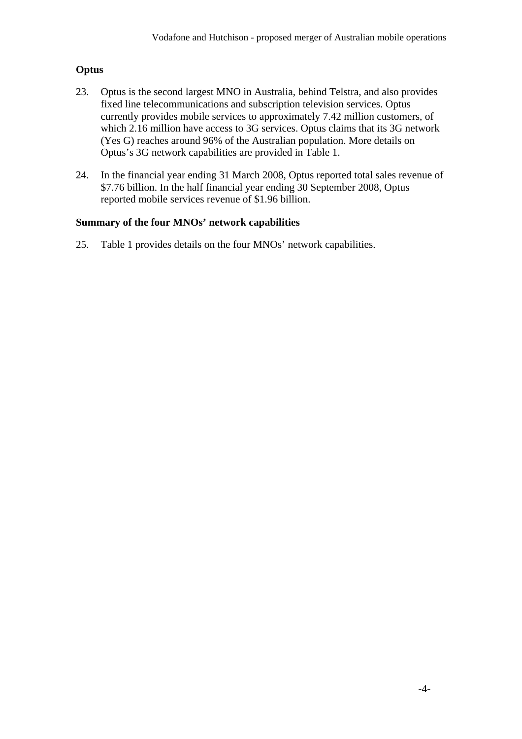**Optus**

23. Optus is the second largest MNO in Australia, behind Telstra, and also provides fixed line telecommunications and subscription television services. Optus currently provides mobile services to approximately 7.42 million customers, of which 2.16 million have access to 3G services. Optus claims that its 3G network (Yes G) reaches around 96% of the Australian population. More details on Optus's 3G network capabilities are provided in Table 1.

24. In the financial year ending 31 March 2008, Optus reported total sales revenue of $7.76 billion. In the half financial year ending 30 September 2008, Optus reported mobile services revenue of $1.96 billion.

**Summary of the four MNOs' network capabilities**

25. Table 1 provides details on the four MNOs' network capabilities.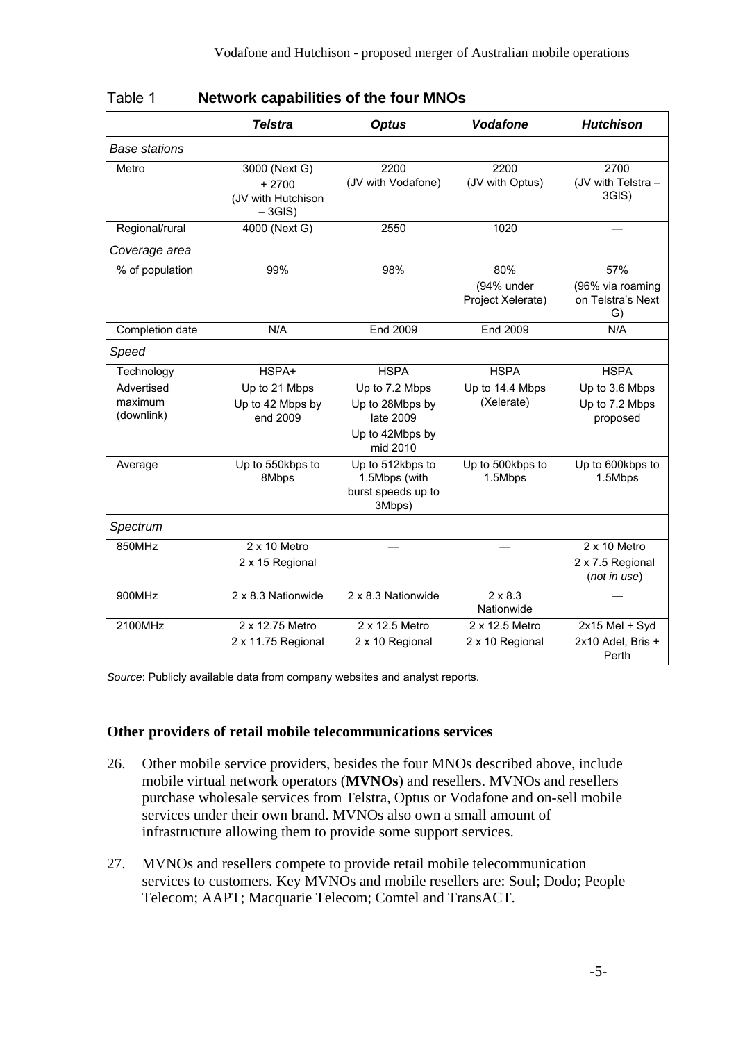Table 1 **Network capabilities of the four MNOs**

| | ***Telstra*** | ***Optus*** | ***Vodafone*** | ***Hutchison*** |
|---|---|---|---|---|
| *Base stations* | | | | |
| Metro | 3000 (Next G) + 2700 (JV with Hutchison – 3GIS) | 2200 (JV with Vodafone) | 2200 (JV with Optus) | 2700 (JV with Telstra – 3GIS) |
| Regional/rural | 4000 (Next G) | 2550 | 1020 | — |
| *Coverage area* | | | | |
| % of population | 99% | 98% | 80% (94% under Project Xelerate) | 57% (96% via roaming on Telstra's Next G) |
| Completion date | N/A | End 2009 | End 2009 | N/A |
| *Speed* | | | | |
| Technology | HSPA+ | HSPA | HSPA | HSPA |
| Advertised maximum (downlink) | Up to 21 Mbps<br>Up to 42 Mbps by end 2009 | Up to 7.2 Mbps<br>Up to 28Mbps by late 2009<br>Up to 42Mbps by mid 2010 | Up to 14.4 Mbps (Xelerate) | Up to 3.6 Mbps<br>Up to 7.2 Mbps proposed |
| Average | Up to 550kbps to 8Mbps | Up to 512kbps to 1.5Mbps (with burst speeds up to 3Mbps) | Up to 500kbps to 1.5Mbps | Up to 600kbps to 1.5Mbps |
| *Spectrum* | | | | |
| 850MHz | 2 x 10 Metro<br>2 x 15 Regional | — | — | 2 x 10 Metro<br>2 x 7.5 Regional<br>(*not in use*) |
| 900MHz | 2 x 8.3 Nationwide | 2 x 8.3 Nationwide | 2 x 8.3 Nationwide | — |
| 2100MHz | 2 x 12.75 Metro<br>2 x 11.75 Regional | 2 x 12.5 Metro<br>2 x 10 Regional | 2 x 12.5 Metro<br>2 x 10 Regional | 2x15 Mel + Syd<br>2x10 Adel, Bris + Perth |

*Source*: Publicly available data from company websites and analyst reports.

### Other providers of retail mobile telecommunications services

26. Other mobile service providers, besides the four MNOs described above, include mobile virtual network operators (**MVNOs**) and resellers. MVNOs and resellers purchase wholesale services from Telstra, Optus or Vodafone and on-sell mobile services under their own brand. MVNOs also own a small amount of infrastructure allowing them to provide some support services.

27. MVNOs and resellers compete to provide retail mobile telecommunication services to customers. Key MVNOs and mobile resellers are: Soul; Dodo; People Telecom; AAPT; Macquarie Telecom; Comtel and TransACT.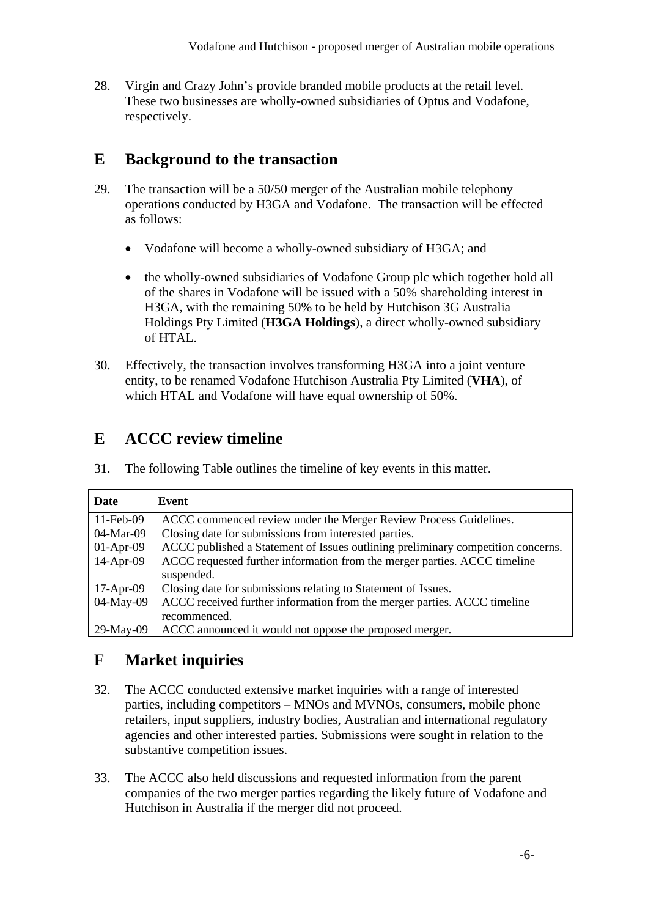28. Virgin and Crazy John's provide branded mobile products at the retail level. These two businesses are wholly-owned subsidiaries of Optus and Vodafone, respectively.

## E Background to the transaction

29. The transaction will be a 50/50 merger of the Australian mobile telephony operations conducted by H3GA and Vodafone. The transaction will be effected as follows:

   - Vodafone will become a wholly-owned subsidiary of H3GA; and
   - the wholly-owned subsidiaries of Vodafone Group plc which together hold all of the shares in Vodafone will be issued with a 50% shareholding interest in H3GA, with the remaining 50% to be held by Hutchison 3G Australia Holdings Pty Limited (**H3GA Holdings**), a direct wholly-owned subsidiary of HTAL.

30. Effectively, the transaction involves transforming H3GA into a joint venture entity, to be renamed Vodafone Hutchison Australia Pty Limited (**VHA**), of which HTAL and Vodafone will have equal ownership of 50%.

## E ACCC review timeline

31. The following Table outlines the timeline of key events in this matter.

| Date | Event |
|---|---|
| 11-Feb-09 | ACCC commenced review under the Merger Review Process Guidelines. |
| 04-Mar-09 | Closing date for submissions from interested parties. |
| 01-Apr-09 | ACCC published a Statement of Issues outlining preliminary competition concerns. |
| 14-Apr-09 | ACCC requested further information from the merger parties. ACCC timeline suspended. |
| 17-Apr-09 | Closing date for submissions relating to Statement of Issues. |
| 04-May-09 | ACCC received further information from the merger parties. ACCC timeline recommenced. |
| 29-May-09 | ACCC announced it would not oppose the proposed merger. |

## F Market inquiries

32. The ACCC conducted extensive market inquiries with a range of interested parties, including competitors – MNOs and MVNOs, consumers, mobile phone retailers, input suppliers, industry bodies, Australian and international regulatory agencies and other interested parties. Submissions were sought in relation to the substantive competition issues.

33. The ACCC also held discussions and requested information from the parent companies of the two merger parties regarding the likely future of Vodafone and Hutchison in Australia if the merger did not proceed.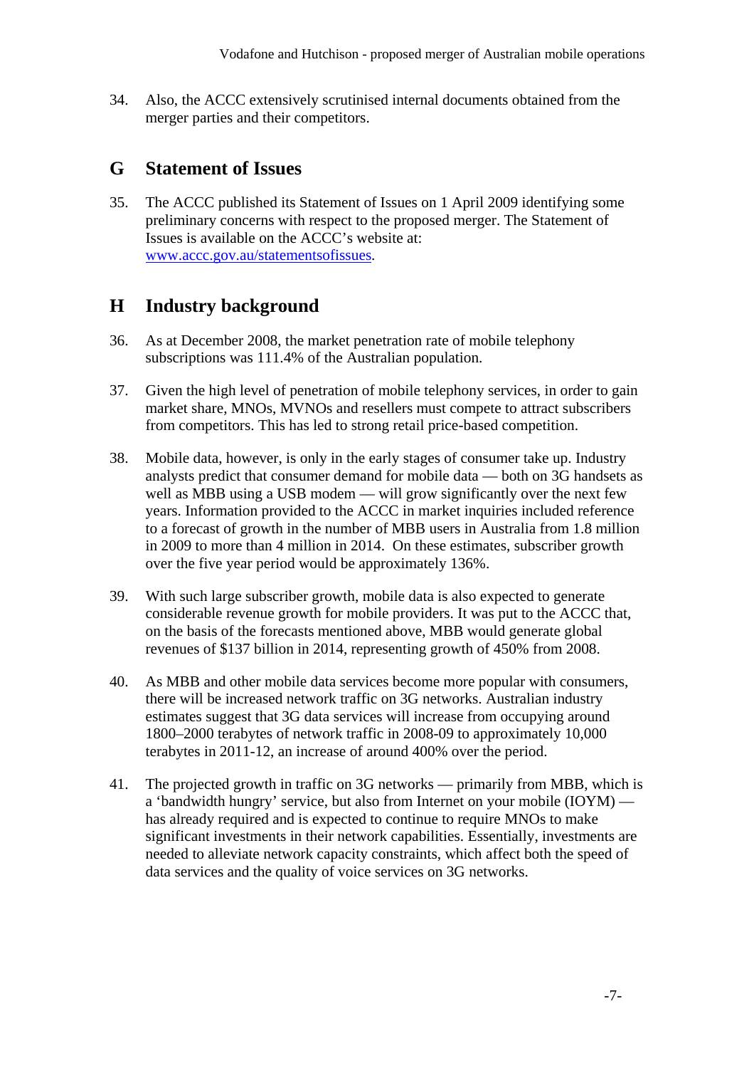34. Also, the ACCC extensively scrutinised internal documents obtained from the merger parties and their competitors.

## G Statement of Issues

35. The ACCC published its Statement of Issues on 1 April 2009 identifying some preliminary concerns with respect to the proposed merger. The Statement of Issues is available on the ACCC's website at: www.accc.gov.au/statementsofissues.

## H Industry background

36. As at December 2008, the market penetration rate of mobile telephony subscriptions was 111.4% of the Australian population.

37. Given the high level of penetration of mobile telephony services, in order to gain market share, MNOs, MVNOs and resellers must compete to attract subscribers from competitors. This has led to strong retail price-based competition.

38. Mobile data, however, is only in the early stages of consumer take up. Industry analysts predict that consumer demand for mobile data — both on 3G handsets as well as MBB using a USB modem — will grow significantly over the next few years. Information provided to the ACCC in market inquiries included reference to a forecast of growth in the number of MBB users in Australia from 1.8 million in 2009 to more than 4 million in 2014. On these estimates, subscriber growth over the five year period would be approximately 136%.

39. With such large subscriber growth, mobile data is also expected to generate considerable revenue growth for mobile providers. It was put to the ACCC that, on the basis of the forecasts mentioned above, MBB would generate global revenues of $137 billion in 2014, representing growth of 450% from 2008.

40. As MBB and other mobile data services become more popular with consumers, there will be increased network traffic on 3G networks. Australian industry estimates suggest that 3G data services will increase from occupying around 1800–2000 terabytes of network traffic in 2008-09 to approximately 10,000 terabytes in 2011-12, an increase of around 400% over the period.

41. The projected growth in traffic on 3G networks — primarily from MBB, which is a 'bandwidth hungry' service, but also from Internet on your mobile (IOYM) — has already required and is expected to continue to require MNOs to make significant investments in their network capabilities. Essentially, investments are needed to alleviate network capacity constraints, which affect both the speed of data services and the quality of voice services on 3G networks.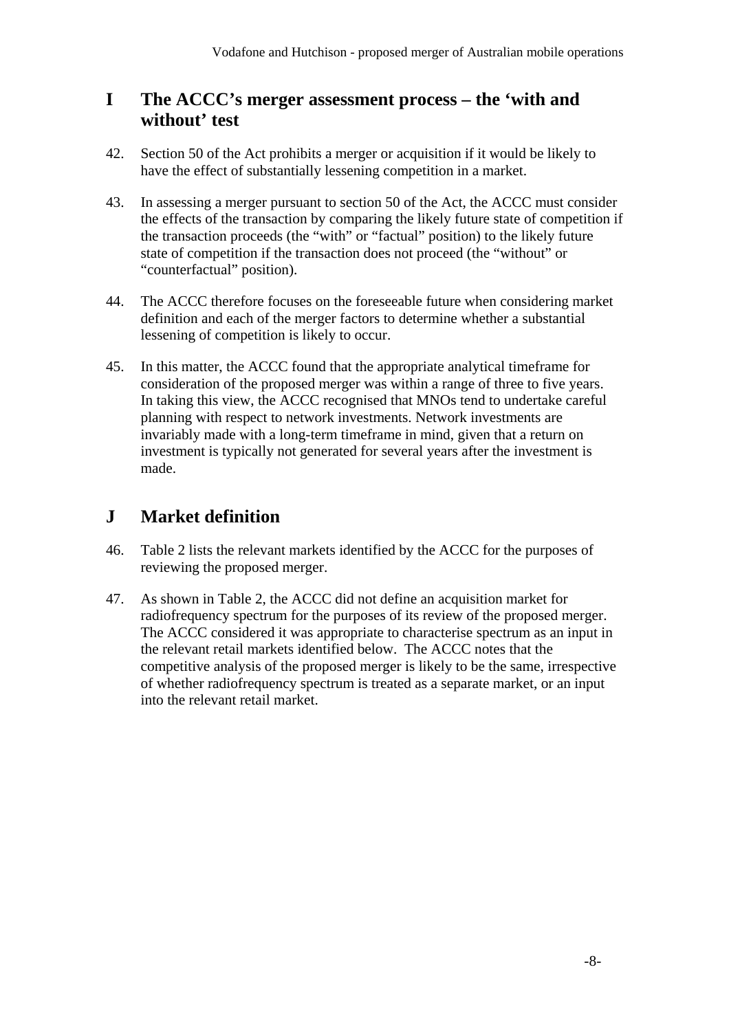## I The ACCC's merger assessment process – the 'with and without' test

42. Section 50 of the Act prohibits a merger or acquisition if it would be likely to have the effect of substantially lessening competition in a market.

43. In assessing a merger pursuant to section 50 of the Act, the ACCC must consider the effects of the transaction by comparing the likely future state of competition if the transaction proceeds (the "with" or "factual" position) to the likely future state of competition if the transaction does not proceed (the "without" or "counterfactual" position).

44. The ACCC therefore focuses on the foreseeable future when considering market definition and each of the merger factors to determine whether a substantial lessening of competition is likely to occur.

45. In this matter, the ACCC found that the appropriate analytical timeframe for consideration of the proposed merger was within a range of three to five years. In taking this view, the ACCC recognised that MNOs tend to undertake careful planning with respect to network investments. Network investments are invariably made with a long-term timeframe in mind, given that a return on investment is typically not generated for several years after the investment is made.

## J Market definition

46. Table 2 lists the relevant markets identified by the ACCC for the purposes of reviewing the proposed merger.

47. As shown in Table 2, the ACCC did not define an acquisition market for radiofrequency spectrum for the purposes of its review of the proposed merger. The ACCC considered it was appropriate to characterise spectrum as an input in the relevant retail markets identified below. The ACCC notes that the competitive analysis of the proposed merger is likely to be the same, irrespective of whether radiofrequency spectrum is treated as a separate market, or an input into the relevant retail market.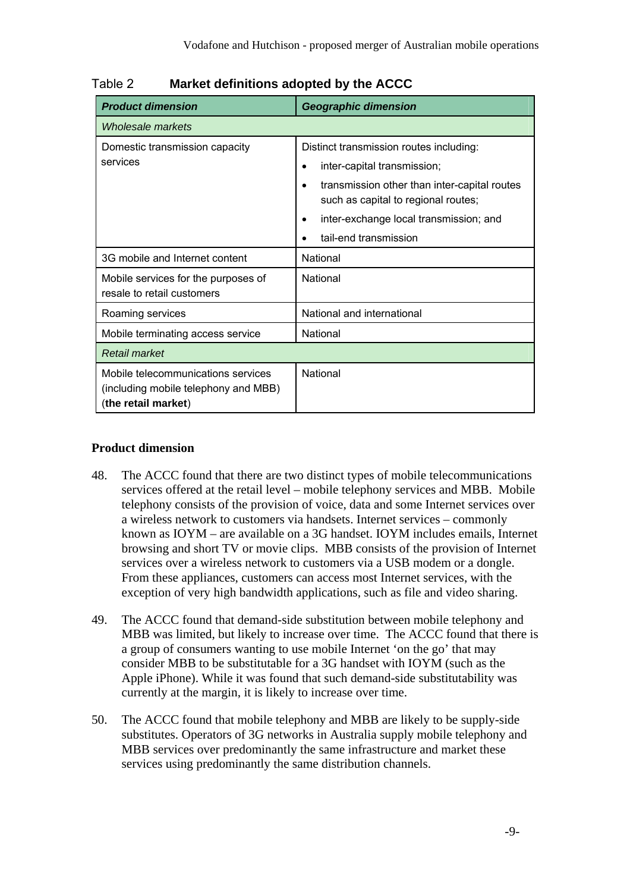Table 2 **Market definitions adopted by the ACCC**

| *Product dimension* | *Geographic dimension* |
|---|---|
| *Wholesale markets* | |
| Domestic transmission capacity services | Distinct transmission routes including:<br>• inter-capital transmission;<br>• transmission other than inter-capital routes such as capital to regional routes;<br>• inter-exchange local transmission; and<br>• tail-end transmission |
| 3G mobile and Internet content | National |
| Mobile services for the purposes of resale to retail customers | National |
| Roaming services | National and international |
| Mobile terminating access service | National |
| *Retail market* | |
| Mobile telecommunications services (including mobile telephony and MBB) (**the retail market**) | National |

### Product dimension

48. The ACCC found that there are two distinct types of mobile telecommunications services offered at the retail level – mobile telephony services and MBB. Mobile telephony consists of the provision of voice, data and some Internet services over a wireless network to customers via handsets. Internet services – commonly known as IOYM – are available on a 3G handset. IOYM includes emails, Internet browsing and short TV or movie clips. MBB consists of the provision of Internet services over a wireless network to customers via a USB modem or a dongle. From these appliances, customers can access most Internet services, with the exception of very high bandwidth applications, such as file and video sharing.

49. The ACCC found that demand-side substitution between mobile telephony and MBB was limited, but likely to increase over time. The ACCC found that there is a group of consumers wanting to use mobile Internet 'on the go' that may consider MBB to be substitutable for a 3G handset with IOYM (such as the Apple iPhone). While it was found that such demand-side substitutability was currently at the margin, it is likely to increase over time.

50. The ACCC found that mobile telephony and MBB are likely to be supply-side substitutes. Operators of 3G networks in Australia supply mobile telephony and MBB services over predominantly the same infrastructure and market these services using predominantly the same distribution channels.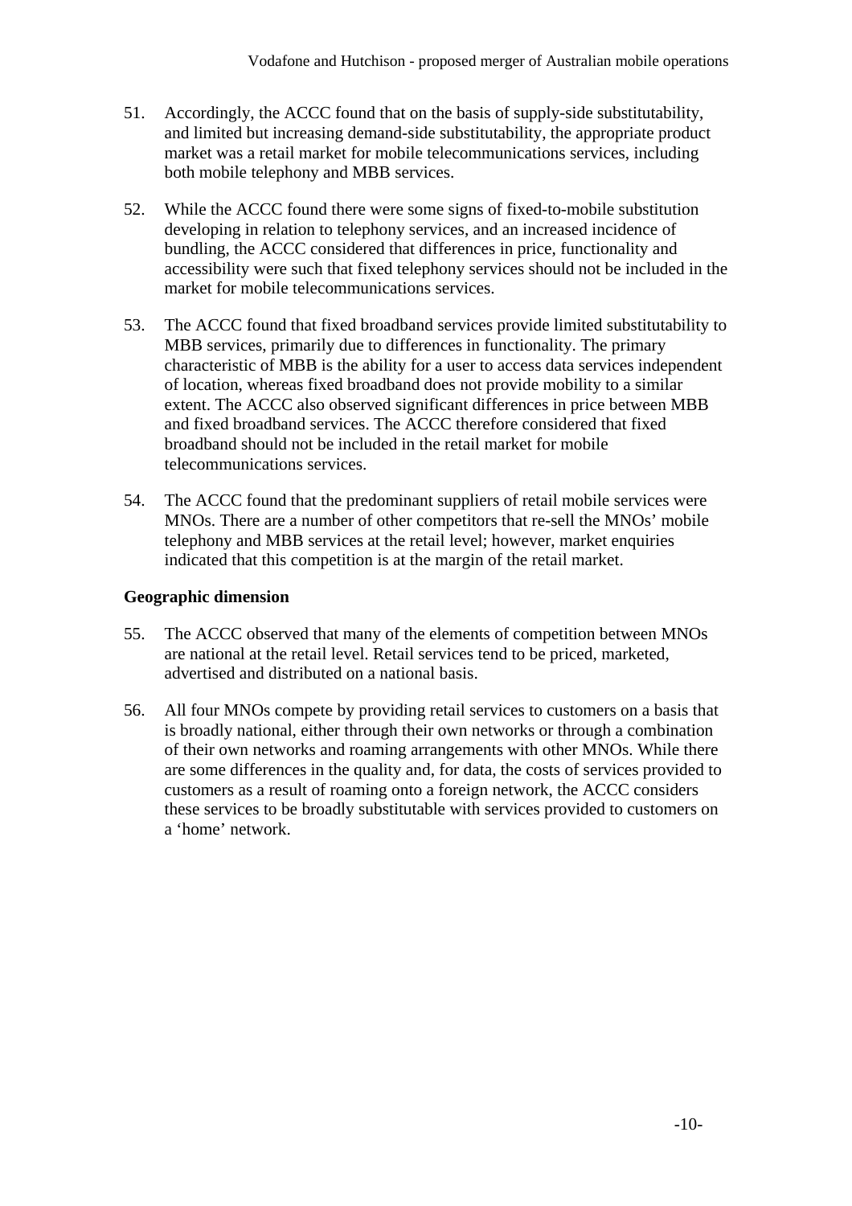51. Accordingly, the ACCC found that on the basis of supply-side substitutability, and limited but increasing demand-side substitutability, the appropriate product market was a retail market for mobile telecommunications services, including both mobile telephony and MBB services.

52. While the ACCC found there were some signs of fixed-to-mobile substitution developing in relation to telephony services, and an increased incidence of bundling, the ACCC considered that differences in price, functionality and accessibility were such that fixed telephony services should not be included in the market for mobile telecommunications services.

53. The ACCC found that fixed broadband services provide limited substitutability to MBB services, primarily due to differences in functionality. The primary characteristic of MBB is the ability for a user to access data services independent of location, whereas fixed broadband does not provide mobility to a similar extent. The ACCC also observed significant differences in price between MBB and fixed broadband services. The ACCC therefore considered that fixed broadband should not be included in the retail market for mobile telecommunications services.

54. The ACCC found that the predominant suppliers of retail mobile services were MNOs. There are a number of other competitors that re-sell the MNOs' mobile telephony and MBB services at the retail level; however, market enquiries indicated that this competition is at the margin of the retail market.

**Geographic dimension**

55. The ACCC observed that many of the elements of competition between MNOs are national at the retail level. Retail services tend to be priced, marketed, advertised and distributed on a national basis.

56. All four MNOs compete by providing retail services to customers on a basis that is broadly national, either through their own networks or through a combination of their own networks and roaming arrangements with other MNOs. While there are some differences in the quality and, for data, the costs of services provided to customers as a result of roaming onto a foreign network, the ACCC considers these services to be broadly substitutable with services provided to customers on a 'home' network.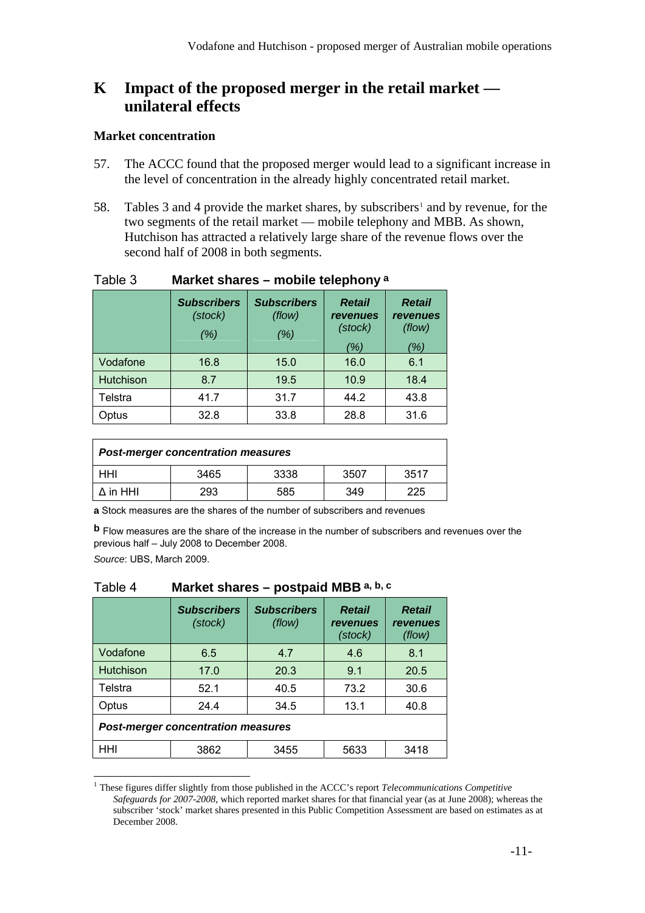# K Impact of the proposed merger in the retail market — unilateral effects

### Market concentration

57. The ACCC found that the proposed merger would lead to a significant increase in the level of concentration in the already highly concentrated retail market.

58. Tables 3 and 4 provide the market shares, by subscribers[1] and by revenue, for the two segments of the retail market — mobile telephony and MBB. As shown, Hutchison has attracted a relatively large share of the revenue flows over the second half of 2008 in both segments.

Table 3 **Market shares – mobile telephony [a]**

| | **Subscribers** *(stock)* *(%)* | **Subscribers** *(flow)* *(%)* | **Retail revenues** *(stock)* *(%)* | **Retail revenues** *(flow)* *(%)* |
|---|---|---|---|---|
| Vodafone | 16.8 | 15.0 | 16.0 | 6.1 |
| Hutchison | 8.7 | 19.5 | 10.9 | 18.4 |
| Telstra | 41.7 | 31.7 | 44.2 | 43.8 |
| Optus | 32.8 | 33.8 | 28.8 | 31.6 |
| ***Post-merger concentration measures*** | | | | |
| HHI | 3465 | 3338 | 3507 | 3517 |
| Δ in HHI | 293 | 585 | 349 | 225 |

**a** Stock measures are the shares of the number of subscribers and revenues

**b** Flow measures are the share of the increase in the number of subscribers and revenues over the previous half – July 2008 to December 2008.

*Source*: UBS, March 2009.

Table 4 **Market shares – postpaid MBB [a, b, c]**

| | **Subscribers** *(stock)* | **Subscribers** *(flow)* | **Retail revenues** *(stock)* | **Retail revenues** *(flow)* |
|---|---|---|---|---|
| Vodafone | 6.5 | 4.7 | 4.6 | 8.1 |
| Hutchison | 17.0 | 20.3 | 9.1 | 20.5 |
| Telstra | 52.1 | 40.5 | 73.2 | 30.6 |
| Optus | 24.4 | 34.5 | 13.1 | 40.8 |
| ***Post-merger concentration measures*** | | | | |
| HHI | 3862 | 3455 | 5633 | 3418 |

[1] These figures differ slightly from those published in the ACCC's report *Telecommunications Competitive Safeguards for 2007-2008*, which reported market shares for that financial year (as at June 2008); whereas the subscriber 'stock' market shares presented in this Public Competition Assessment are based on estimates as at December 2008.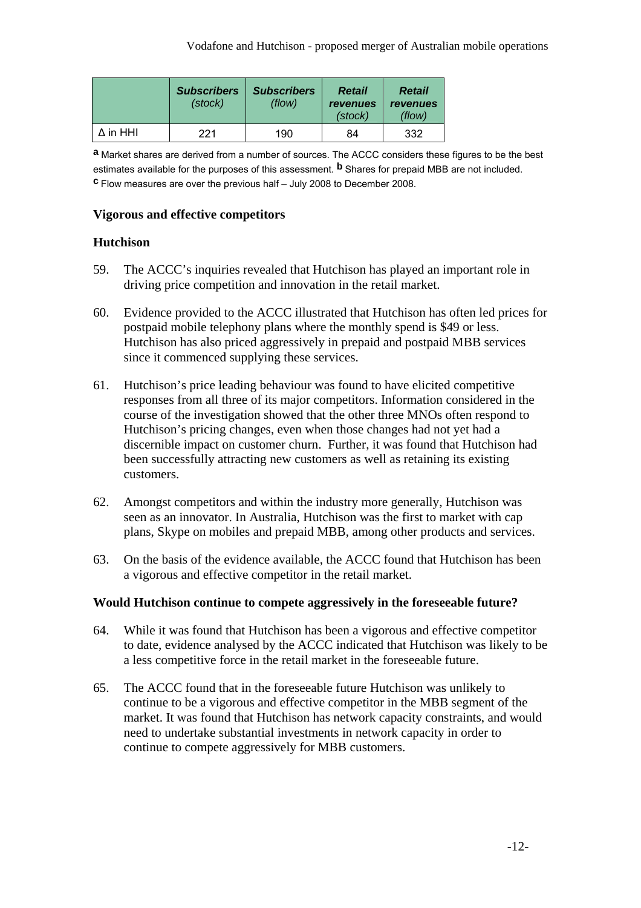| | ***Subscribers*** *(stock)* | ***Subscribers*** *(flow)* | ***Retail revenues*** *(stock)* | ***Retail revenues*** *(flow)* |
|---|---|---|---|---|
| Δ in HHI | 221 | 190 | 84 | 332 |

[a] Market shares are derived from a number of sources. The ACCC considers these figures to be the best estimates available for the purposes of this assessment. [b] Shares for prepaid MBB are not included.
[c] Flow measures are over the previous half – July 2008 to December 2008.

### Vigorous and effective competitors

### Hutchison

59. The ACCC's inquiries revealed that Hutchison has played an important role in driving price competition and innovation in the retail market.

60. Evidence provided to the ACCC illustrated that Hutchison has often led prices for postpaid mobile telephony plans where the monthly spend is $49 or less. Hutchison has also priced aggressively in prepaid and postpaid MBB services since it commenced supplying these services.

61. Hutchison's price leading behaviour was found to have elicited competitive responses from all three of its major competitors. Information considered in the course of the investigation showed that the other three MNOs often respond to Hutchison's pricing changes, even when those changes had not yet had a discernible impact on customer churn. Further, it was found that Hutchison had been successfully attracting new customers as well as retaining its existing customers.

62. Amongst competitors and within the industry more generally, Hutchison was seen as an innovator. In Australia, Hutchison was the first to market with cap plans, Skype on mobiles and prepaid MBB, among other products and services.

63. On the basis of the evidence available, the ACCC found that Hutchison has been a vigorous and effective competitor in the retail market.

### Would Hutchison continue to compete aggressively in the foreseeable future?

64. While it was found that Hutchison has been a vigorous and effective competitor to date, evidence analysed by the ACCC indicated that Hutchison was likely to be a less competitive force in the retail market in the foreseeable future.

65. The ACCC found that in the foreseeable future Hutchison was unlikely to continue to be a vigorous and effective competitor in the MBB segment of the market. It was found that Hutchison has network capacity constraints, and would need to undertake substantial investments in network capacity in order to continue to compete aggressively for MBB customers.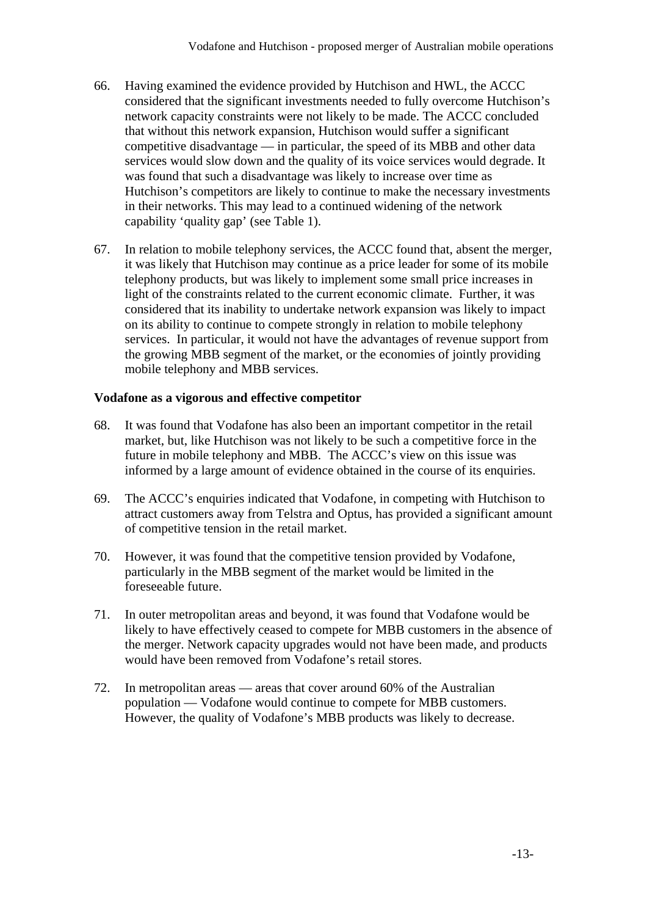66. Having examined the evidence provided by Hutchison and HWL, the ACCC considered that the significant investments needed to fully overcome Hutchison's network capacity constraints were not likely to be made. The ACCC concluded that without this network expansion, Hutchison would suffer a significant competitive disadvantage — in particular, the speed of its MBB and other data services would slow down and the quality of its voice services would degrade. It was found that such a disadvantage was likely to increase over time as Hutchison's competitors are likely to continue to make the necessary investments in their networks. This may lead to a continued widening of the network capability 'quality gap' (see Table 1).

67. In relation to mobile telephony services, the ACCC found that, absent the merger, it was likely that Hutchison may continue as a price leader for some of its mobile telephony products, but was likely to implement some small price increases in light of the constraints related to the current economic climate. Further, it was considered that its inability to undertake network expansion was likely to impact on its ability to continue to compete strongly in relation to mobile telephony services. In particular, it would not have the advantages of revenue support from the growing MBB segment of the market, or the economies of jointly providing mobile telephony and MBB services.

**Vodafone as a vigorous and effective competitor**

68. It was found that Vodafone has also been an important competitor in the retail market, but, like Hutchison was not likely to be such a competitive force in the future in mobile telephony and MBB. The ACCC's view on this issue was informed by a large amount of evidence obtained in the course of its enquiries.

69. The ACCC's enquiries indicated that Vodafone, in competing with Hutchison to attract customers away from Telstra and Optus, has provided a significant amount of competitive tension in the retail market.

70. However, it was found that the competitive tension provided by Vodafone, particularly in the MBB segment of the market would be limited in the foreseeable future.

71. In outer metropolitan areas and beyond, it was found that Vodafone would be likely to have effectively ceased to compete for MBB customers in the absence of the merger. Network capacity upgrades would not have been made, and products would have been removed from Vodafone's retail stores.

72. In metropolitan areas — areas that cover around 60% of the Australian population — Vodafone would continue to compete for MBB customers. However, the quality of Vodafone's MBB products was likely to decrease.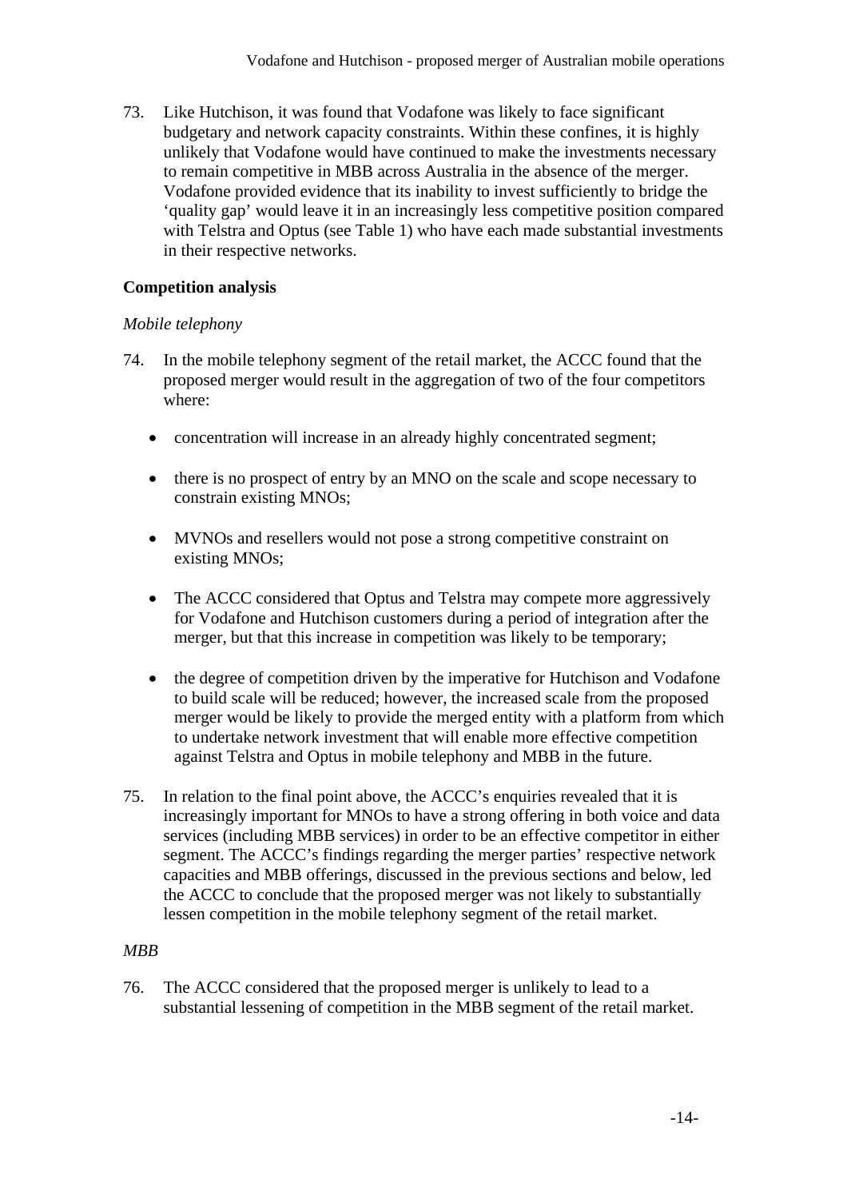73. Like Hutchison, it was found that Vodafone was likely to face significant budgetary and network capacity constraints. Within these confines, it is highly unlikely that Vodafone would have continued to make the investments necessary to remain competitive in MBB across Australia in the absence of the merger. Vodafone provided evidence that its inability to invest sufficiently to bridge the 'quality gap' would leave it in an increasingly less competitive position compared with Telstra and Optus (see Table 1) who have each made substantial investments in their respective networks.

**Competition analysis**

*Mobile telephony*

74. In the mobile telephony segment of the retail market, the ACCC found that the proposed merger would result in the aggregation of two of the four competitors where:

   - concentration will increase in an already highly concentrated segment;
   - there is no prospect of entry by an MNO on the scale and scope necessary to constrain existing MNOs;
   - MVNOs and resellers would not pose a strong competitive constraint on existing MNOs;
   - The ACCC considered that Optus and Telstra may compete more aggressively for Vodafone and Hutchison customers during a period of integration after the merger, but that this increase in competition was likely to be temporary;
   - the degree of competition driven by the imperative for Hutchison and Vodafone to build scale will be reduced; however, the increased scale from the proposed merger would be likely to provide the merged entity with a platform from which to undertake network investment that will enable more effective competition against Telstra and Optus in mobile telephony and MBB in the future.

75. In relation to the final point above, the ACCC's enquiries revealed that it is increasingly important for MNOs to have a strong offering in both voice and data services (including MBB services) in order to be an effective competitor in either segment. The ACCC's findings regarding the merger parties' respective network capacities and MBB offerings, discussed in the previous sections and below, led the ACCC to conclude that the proposed merger was not likely to substantially lessen competition in the mobile telephony segment of the retail market.

*MBB*

76. The ACCC considered that the proposed merger is unlikely to lead to a substantial lessening of competition in the MBB segment of the retail market.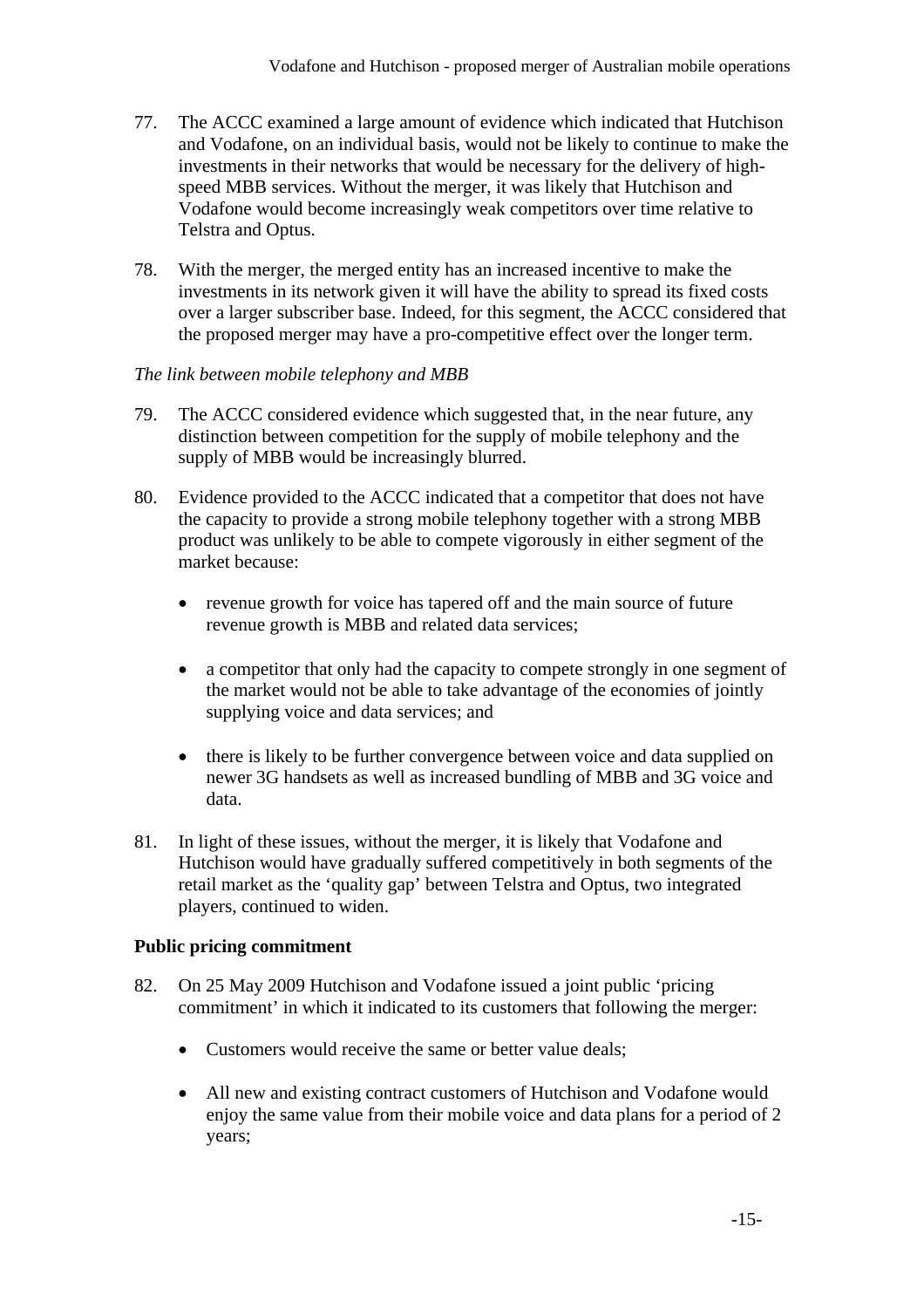77. The ACCC examined a large amount of evidence which indicated that Hutchison and Vodafone, on an individual basis, would not be likely to continue to make the investments in their networks that would be necessary for the delivery of high-speed MBB services. Without the merger, it was likely that Hutchison and Vodafone would become increasingly weak competitors over time relative to Telstra and Optus.

78. With the merger, the merged entity has an increased incentive to make the investments in its network given it will have the ability to spread its fixed costs over a larger subscriber base. Indeed, for this segment, the ACCC considered that the proposed merger may have a pro-competitive effect over the longer term.

*The link between mobile telephony and MBB*

79. The ACCC considered evidence which suggested that, in the near future, any distinction between competition for the supply of mobile telephony and the supply of MBB would be increasingly blurred.

80. Evidence provided to the ACCC indicated that a competitor that does not have the capacity to provide a strong mobile telephony together with a strong MBB product was unlikely to be able to compete vigorously in either segment of the market because:

    - revenue growth for voice has tapered off and the main source of future revenue growth is MBB and related data services;
    - a competitor that only had the capacity to compete strongly in one segment of the market would not be able to take advantage of the economies of jointly supplying voice and data services; and
    - there is likely to be further convergence between voice and data supplied on newer 3G handsets as well as increased bundling of MBB and 3G voice and data.

81. In light of these issues, without the merger, it is likely that Vodafone and Hutchison would have gradually suffered competitively in both segments of the retail market as the 'quality gap' between Telstra and Optus, two integrated players, continued to widen.

**Public pricing commitment**

82. On 25 May 2009 Hutchison and Vodafone issued a joint public 'pricing commitment' in which it indicated to its customers that following the merger:

    - Customers would receive the same or better value deals;
    - All new and existing contract customers of Hutchison and Vodafone would enjoy the same value from their mobile voice and data plans for a period of 2 years;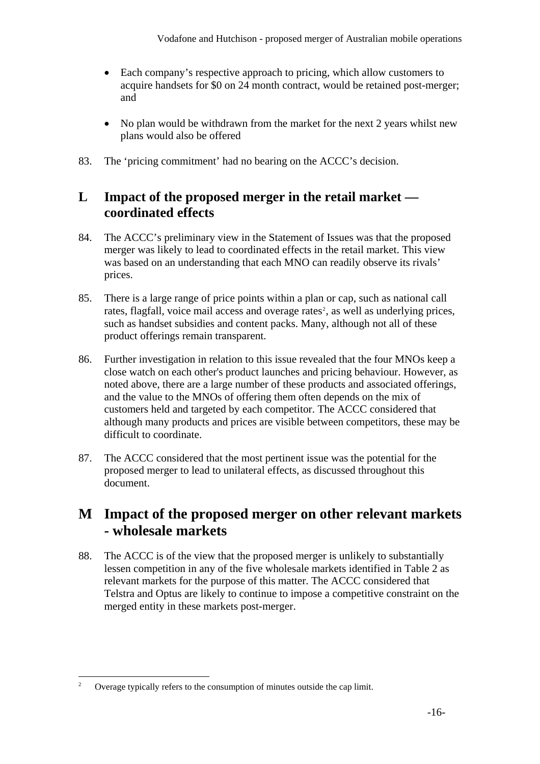- Each company's respective approach to pricing, which allow customers to acquire handsets for $0 on 24 month contract, would be retained post-merger; and

- No plan would be withdrawn from the market for the next 2 years whilst new plans would also be offered

83. The 'pricing commitment' had no bearing on the ACCC's decision.

## L Impact of the proposed merger in the retail market — coordinated effects

84. The ACCC's preliminary view in the Statement of Issues was that the proposed merger was likely to lead to coordinated effects in the retail market. This view was based on an understanding that each MNO can readily observe its rivals' prices.

85. There is a large range of price points within a plan or cap, such as national call rates, flagfall, voice mail access and overage rates[2], as well as underlying prices, such as handset subsidies and content packs. Many, although not all of these product offerings remain transparent.

86. Further investigation in relation to this issue revealed that the four MNOs keep a close watch on each other's product launches and pricing behaviour. However, as noted above, there are a large number of these products and associated offerings, and the value to the MNOs of offering them often depends on the mix of customers held and targeted by each competitor. The ACCC considered that although many products and prices are visible between competitors, these may be difficult to coordinate.

87. The ACCC considered that the most pertinent issue was the potential for the proposed merger to lead to unilateral effects, as discussed throughout this document.

## M Impact of the proposed merger on other relevant markets - wholesale markets

88. The ACCC is of the view that the proposed merger is unlikely to substantially lessen competition in any of the five wholesale markets identified in Table 2 as relevant markets for the purpose of this matter. The ACCC considered that Telstra and Optus are likely to continue to impose a competitive constraint on the merged entity in these markets post-merger.

---

[2] Overage typically refers to the consumption of minutes outside the cap limit.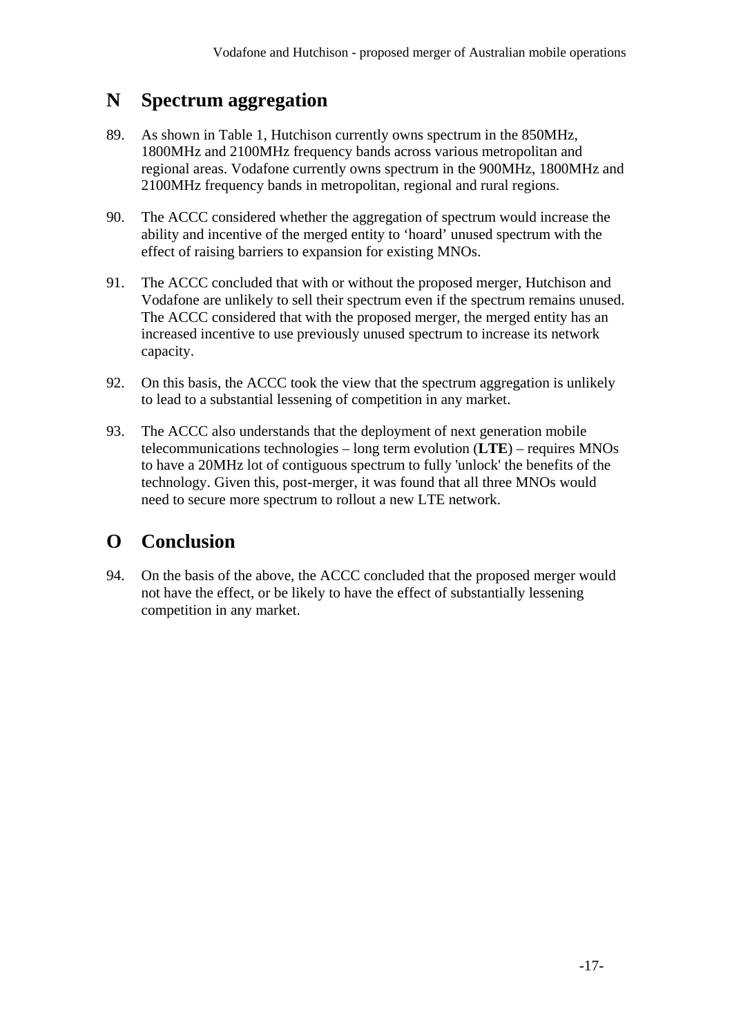## N Spectrum aggregation

89. As shown in Table 1, Hutchison currently owns spectrum in the 850MHz, 1800MHz and 2100MHz frequency bands across various metropolitan and regional areas. Vodafone currently owns spectrum in the 900MHz, 1800MHz and 2100MHz frequency bands in metropolitan, regional and rural regions.

90. The ACCC considered whether the aggregation of spectrum would increase the ability and incentive of the merged entity to 'hoard' unused spectrum with the effect of raising barriers to expansion for existing MNOs.

91. The ACCC concluded that with or without the proposed merger, Hutchison and Vodafone are unlikely to sell their spectrum even if the spectrum remains unused. The ACCC considered that with the proposed merger, the merged entity has an increased incentive to use previously unused spectrum to increase its network capacity.

92. On this basis, the ACCC took the view that the spectrum aggregation is unlikely to lead to a substantial lessening of competition in any market.

93. The ACCC also understands that the deployment of next generation mobile telecommunications technologies – long term evolution (**LTE**) – requires MNOs to have a 20MHz lot of contiguous spectrum to fully 'unlock' the benefits of the technology. Given this, post-merger, it was found that all three MNOs would need to secure more spectrum to rollout a new LTE network.

## O Conclusion

94. On the basis of the above, the ACCC concluded that the proposed merger would not have the effect, or be likely to have the effect of substantially lessening competition in any market.